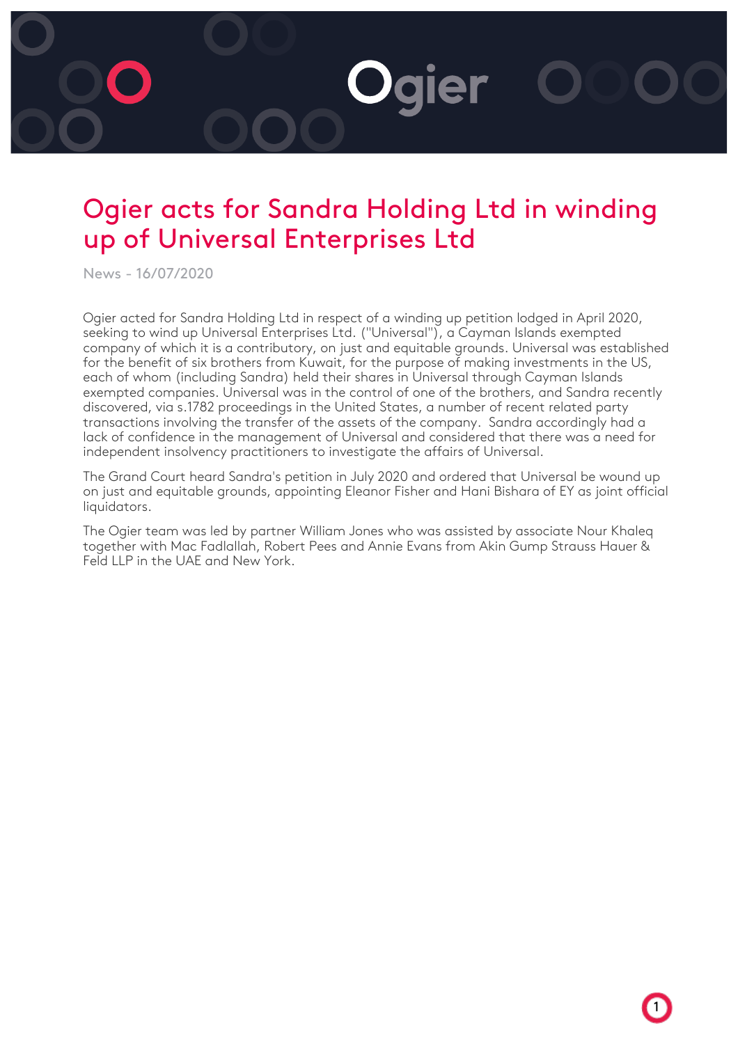# Ogier acts for Sandra Holding Ltd in winding up of Universal Enterprises Ltd

News - 16/07/2020

Ogier acted for Sandra Holding Ltd in respect of a winding up petition lodged in April 2020, seeking to wind up Universal Enterprises Ltd. ("Universal"), a Cayman Islands exempted company of which it is a contributory, on just and equitable grounds. Universal was established for the benefit of six brothers from Kuwait, for the purpose of making investments in the US, each of whom (including Sandra) held their shares in Universal through Cayman Islands exempted companies. Universal was in the control of one of the brothers, and Sandra recently discovered, via s.1782 proceedings in the United States, a number of recent related party transactions involving the transfer of the assets of the company. Sandra accordingly had a lack of confidence in the management of Universal and considered that there was a need for independent insolvency practitioners to investigate the affairs of Universal.

The Grand Court heard Sandra's petition in July 2020 and ordered that Universal be wound up on just and equitable grounds, appointing Eleanor Fisher and Hani Bishara of EY as joint official liquidators.

The Ogier team was led by partner William Jones who was assisted by associate Nour Khaleq together with Mac Fadlallah, Robert Pees and Annie Evans from Akin Gump Strauss Hauer & Feld LLP in the UAE and New York.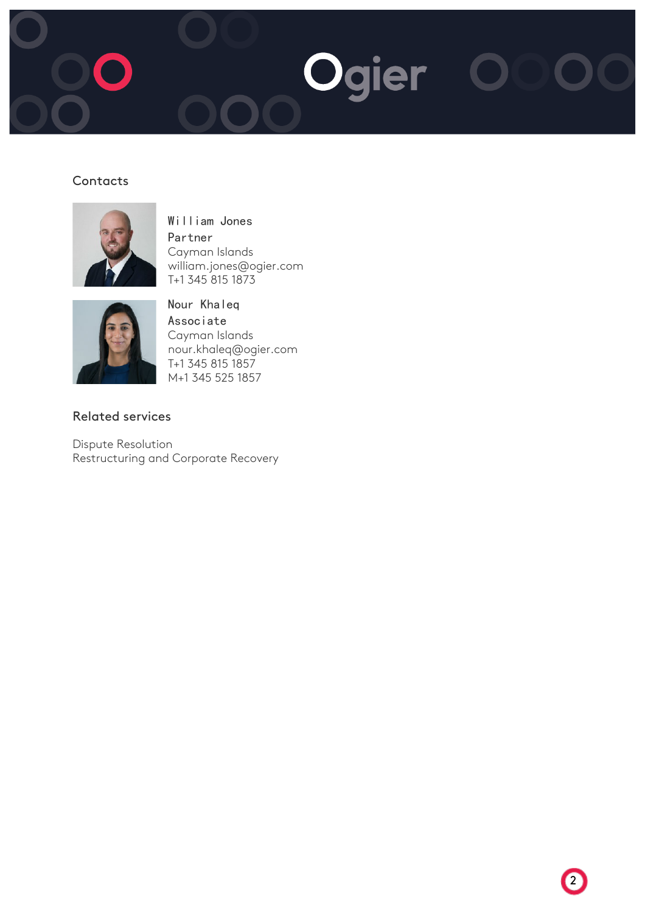## Contacts

**William Jones**
**Partner**
Cayman Islands
william.jones@ogier.com
T+1 345 815 1873

**Nour Khaleq**
**Associate**
Cayman Islands
nour.khaleq@ogier.com
T+1 345 815 1857
M+1 345 525 1857

## Related services

Dispute Resolution
Restructuring and Corporate Recovery